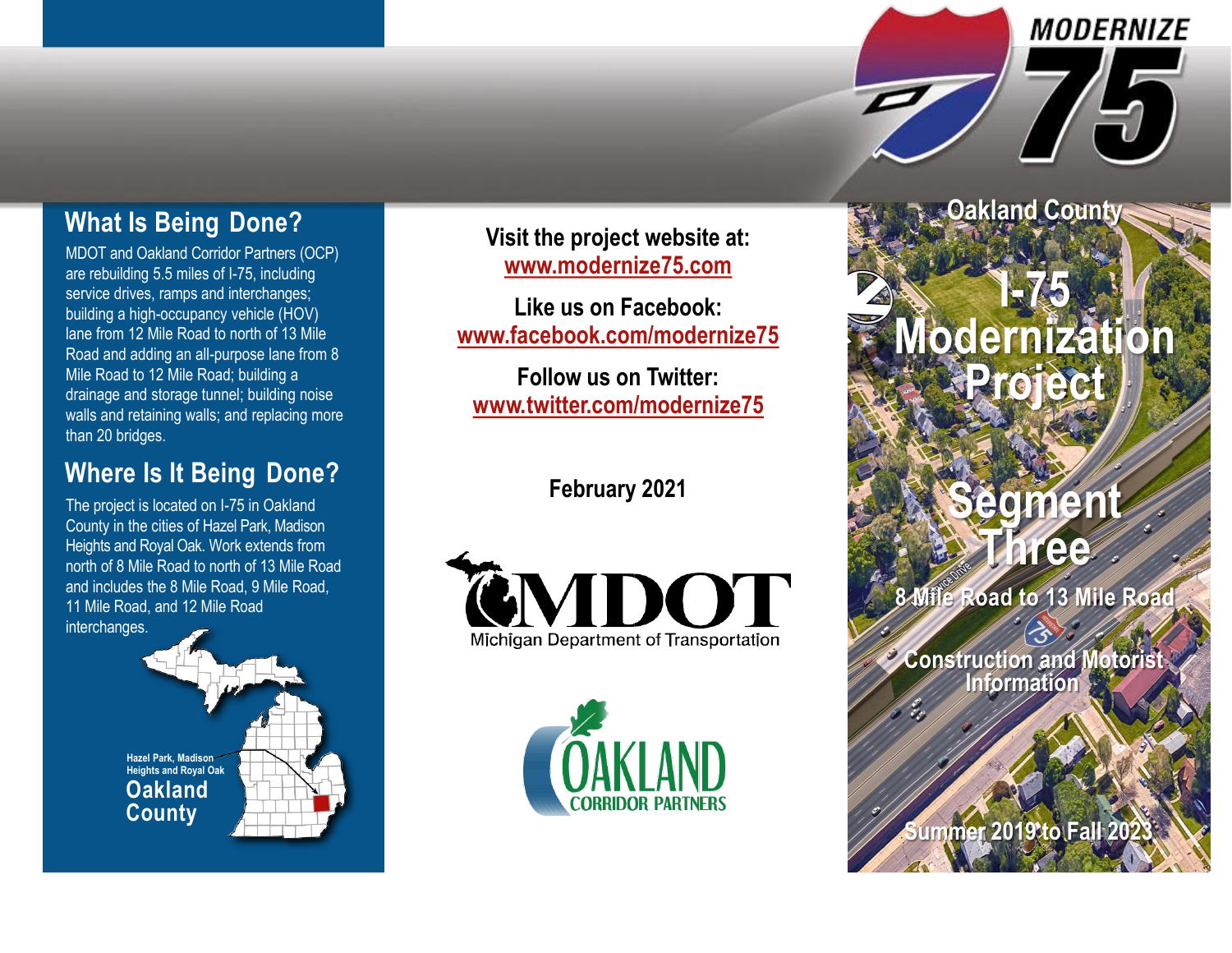# What Is Being Done?

MDOT and Oakland Corridor Partners (OCP) are rebuilding 5.5 miles of I-75, including service drives, ramps and interchanges; building a high-occupancy vehicle (HOV) lane from 12 Mile Road to north of 13 Mile Road and adding an all-purpose lane from 8 Mile Road to 12 Mile Road; building a drainage and storage tunnel; building noise walls and retaining walls; and replacing more than 20 bridges.

# Where Is It Being Done?

The project is located on I-75 in Oakland County in the cities of Hazel Park, Madison Heights and Royal Oak. Work extends from north of 8 Mile Road to north of 13 Mile Road and includes the 8 Mile Road, 9 Mile Road, 11 Mile Road, and 12 Mile Road interchanges.

Hazel Park, Madison Heights and Royal Oak

Oakland County

**Visit the project website at:**
www.modernize75.com

**Like us on Facebook:**
www.facebook.com/modernize75

**Follow us on Twitter:**
www.twitter.com/modernize75

**February 2021**

MDOT
Michigan Department of Transportation

OAKLAND CORRIDOR PARTNERS

MODERNIZE 75

## Oakland County

# I-75 Modernization Project

# Segment Three

## 8 Mile Road to 13 Mile Road

## Construction and Motorist Information

## Summer 2019 to Fall 2023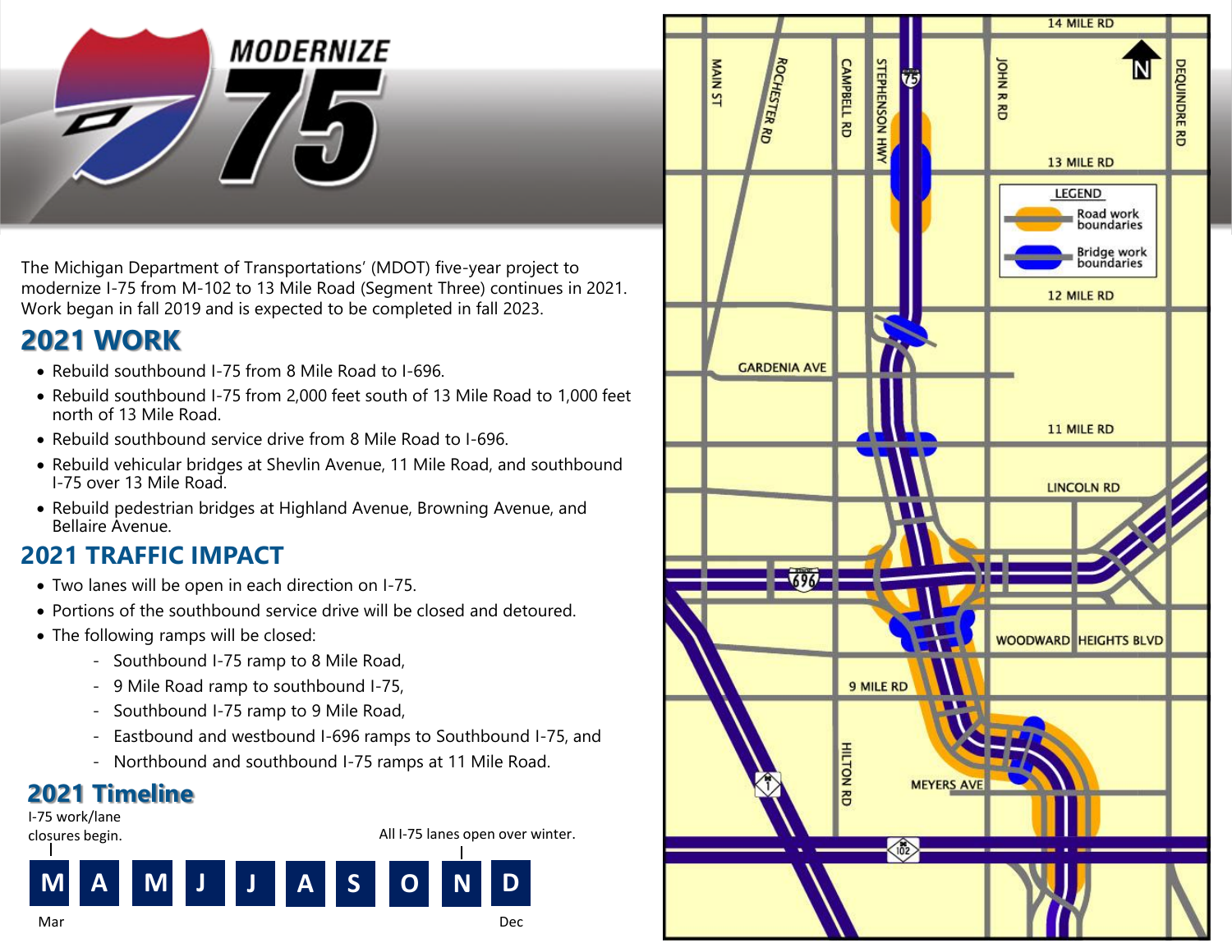# MODERNIZE 75

The Michigan Department of Transportations' (MDOT) five-year project to modernize I-75 from M-102 to 13 Mile Road (Segment Three) continues in 2021. Work began in fall 2019 and is expected to be completed in fall 2023.

## 2021 WORK

- Rebuild southbound I-75 from 8 Mile Road to I-696.
- Rebuild southbound I-75 from 2,000 feet south of 13 Mile Road to 1,000 feet north of 13 Mile Road.
- Rebuild southbound service drive from 8 Mile Road to I-696.
- Rebuild vehicular bridges at Shevlin Avenue, 11 Mile Road, and southbound I-75 over 13 Mile Road.
- Rebuild pedestrian bridges at Highland Avenue, Browning Avenue, and Bellaire Avenue.

## 2021 TRAFFIC IMPACT

- Two lanes will be open in each direction on I-75.
- Portions of the southbound service drive will be closed and detoured.
- The following ramps will be closed:
  - Southbound I-75 ramp to 8 Mile Road,
  - 9 Mile Road ramp to southbound I-75,
  - Southbound I-75 ramp to 9 Mile Road,
  - Eastbound and westbound I-696 ramps to Southbound I-75, and
  - Northbound and southbound I-75 ramps at 11 Mile Road.

## 2021 Timeline

I-75 work/lane closures begin.

All I-75 lanes open over winter.

M A M J J A S O N D

Mar

Dec

14 MILE RD

13 MILE RD

12 MILE RD

GARDENIA AVE

11 MILE RD

LINCOLN RD

WOODWARD HEIGHTS BLVD

9 MILE RD

MEYERS AVE

MAIN ST

ROCHESTER RD

CAMPBELL RD

STEPHENSON HWY

JOHN R RD

DEQUINDRE RD

HILTON RD

75

696

1

102

N

LEGEND

Road work boundaries

Bridge work boundaries